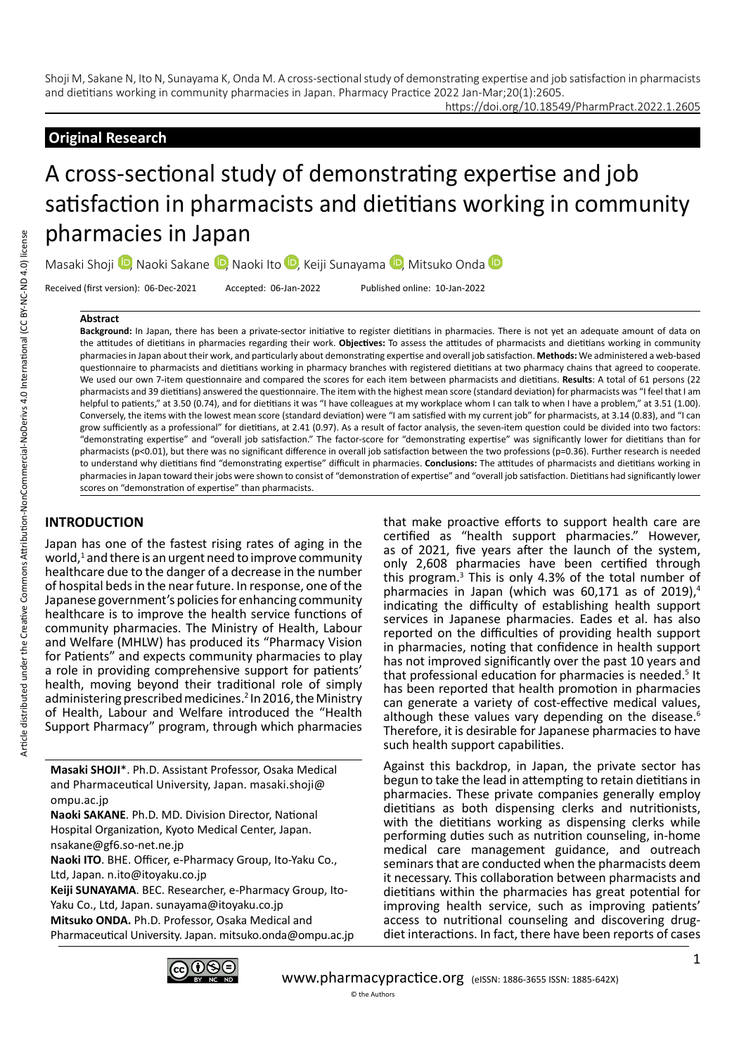Shoji M, Sakane N, Ito N, Sunayama K, Onda M. A cross-sectional study of demonstrating expertise and job satisfaction in pharmacists and dietitians working in community pharmacies in Japan. Pharmacy Practice 2022 Jan-Mar;20(1):2605.
https://doi.org/10.18549/PharmPract.2022.1.2605

**Original Research**

# A cross-sectional study of demonstrating expertise and job satisfaction in pharmacists and dietitians working in community pharmacies in Japan

Masaki Shoji, Naoki Sakane, Naoki Ito, Keiji Sunayama, Mitsuko Onda

Received (first version): 06-Dec-2021 Accepted: 06-Jan-2022 Published online: 10-Jan-2022

### Abstract

**Background:** In Japan, there has been a private-sector initiative to register dietitians in pharmacies. There is not yet an adequate amount of data on the attitudes of dietitians in pharmacies regarding their work. **Objectives:** To assess the attitudes of pharmacists and dietitians working in community pharmacies in Japan about their work, and particularly about demonstrating expertise and overall job satisfaction. **Methods:** We administered a web-based questionnaire to pharmacists and dietitians working in pharmacy branches with registered dietitians at two pharmacy chains that agreed to cooperate. We used our own 7-item questionnaire and compared the scores for each item between pharmacists and dietitians. **Results**: A total of 61 persons (22 pharmacists and 39 dietitians) answered the questionnaire. The item with the highest mean score (standard deviation) for pharmacists was "I feel that I am helpful to patients," at 3.50 (0.74), and for dietitians it was "I have colleagues at my workplace whom I can talk to when I have a problem," at 3.51 (1.00). Conversely, the items with the lowest mean score (standard deviation) were "I am satisfied with my current job" for pharmacists, at 3.14 (0.83), and "I can grow sufficiently as a professional" for dietitians, at 2.41 (0.97). As a result of factor analysis, the seven-item question could be divided into two factors: "demonstrating expertise" and "overall job satisfaction." The factor-score for "demonstrating expertise" was significantly lower for dietitians than for pharmacists ($p<0.01$), but there was no significant difference in overall job satisfaction between the two professions ($p=0.36$). Further research is needed to understand why dietitians find "demonstrating expertise" difficult in pharmacies. **Conclusions:** The attitudes of pharmacists and dietitians working in pharmacies in Japan toward their jobs were shown to consist of "demonstration of expertise" and "overall job satisfaction. Dietitians had significantly lower scores on "demonstration of expertise" than pharmacists.

## INTRODUCTION

Japan has one of the fastest rising rates of aging in the world,[1] and there is an urgent need to improve community healthcare due to the danger of a decrease in the number of hospital beds in the near future. In response, one of the Japanese government's policies for enhancing community healthcare is to improve the health service functions of community pharmacies. The Ministry of Health, Labour and Welfare (MHLW) has produced its "Pharmacy Vision for Patients" and expects community pharmacies to play a role in providing comprehensive support for patients' health, moving beyond their traditional role of simply administering prescribed medicines.[2] In 2016, the Ministry of Health, Labour and Welfare introduced the "Health Support Pharmacy" program, through which pharmacies that make proactive efforts to support health care are certified as "health support pharmacies." However, as of 2021, five years after the launch of the system, only 2,608 pharmacies have been certified through this program.[3] This is only 4.3% of the total number of pharmacies in Japan (which was 60,171 as of 2019),[4] indicating the difficulty of establishing health support services in Japanese pharmacies. Eades et al. has also reported on the difficulties of providing health support in pharmacies, noting that confidence in health support has not improved significantly over the past 10 years and that professional education for pharmacies is needed.[5] It has been reported that health promotion in pharmacies can generate a variety of cost-effective medical values, although these values vary depending on the disease.[6] Therefore, it is desirable for Japanese pharmacies to have such health support capabilities.

Against this backdrop, in Japan, the private sector has begun to take the lead in attempting to retain dietitians in pharmacies. These private companies generally employ dietitians as both dispensing clerks and nutritionists, with the dietitians working as dispensing clerks while performing duties such as nutrition counseling, in-home medical care management guidance, and outreach seminars that are conducted when the pharmacists deem it necessary. This collaboration between pharmacists and dietitians within the pharmacies has great potential for improving health service, such as improving patients' access to nutritional counseling and discovering drug-diet interactions. In fact, there have been reports of cases

**Masaki SHOJI***. Ph.D. Assistant Professor, Osaka Medical and Pharmaceutical University, Japan. masaki.shoji@ompu.ac.jp
**Naoki SAKANE**. Ph.D. MD. Division Director, National Hospital Organization, Kyoto Medical Center, Japan. nsakane@gf6.so-net.ne.jp
**Naoki ITO**. BHE. Officer, e-Pharmacy Group, Ito-Yaku Co., Ltd, Japan. n.ito@itoyaku.co.jp
**Keiji SUNAYAMA**. BEC. Researcher, e-Pharmacy Group, Ito-Yaku Co., Ltd, Japan. sunayama@itoyaku.co.jp
**Mitsuko ONDA.** Ph.D. Professor, Osaka Medical and Pharmaceutical University. Japan. mitsuko.onda@ompu.ac.jp

Article distributed under the Creative Commons Attribution-NonCommercial-NoDerivs 4.0 International (CC BY-NC-ND 4.0) license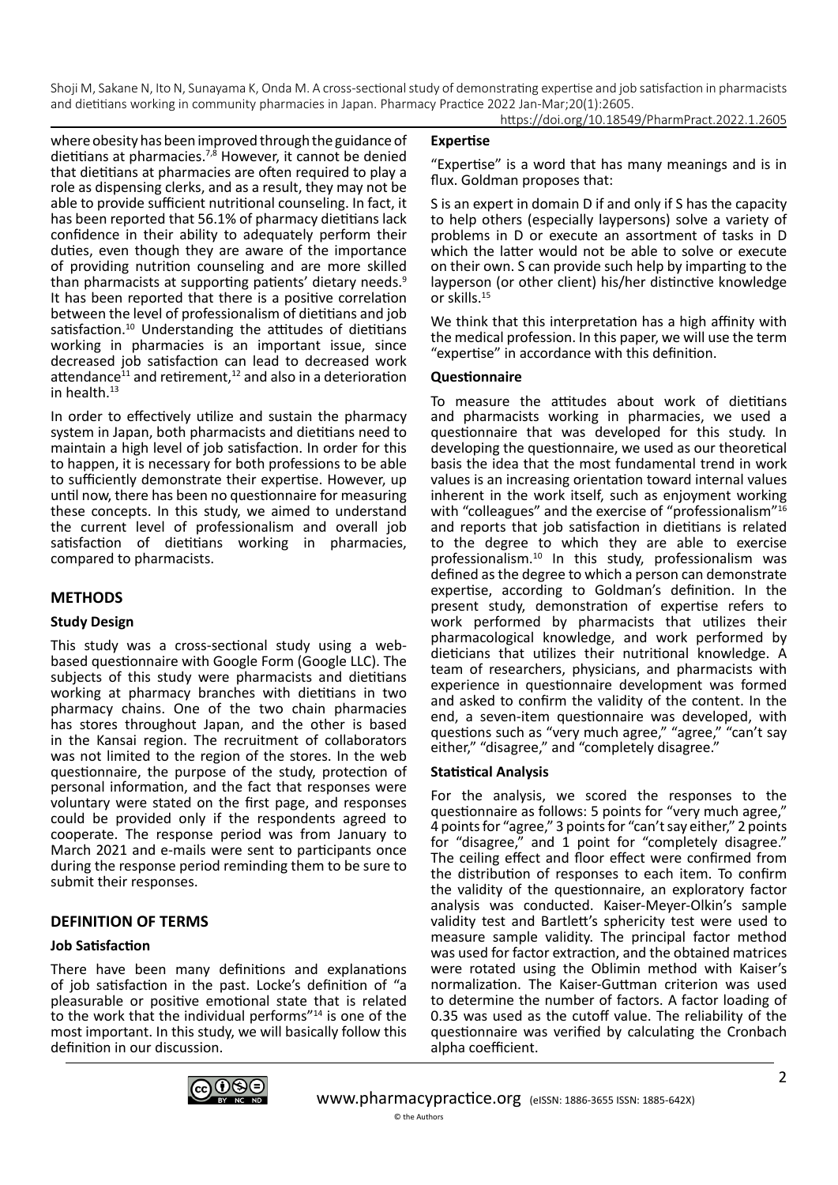where obesity has been improved through the guidance of dietitians at pharmacies.[7,8] However, it cannot be denied that dietitians at pharmacies are often required to play a role as dispensing clerks, and as a result, they may not be able to provide sufficient nutritional counseling. In fact, it has been reported that 56.1% of pharmacy dietitians lack confidence in their ability to adequately perform their duties, even though they are aware of the importance of providing nutrition counseling and are more skilled than pharmacists at supporting patients' dietary needs.[9] It has been reported that there is a positive correlation between the level of professionalism of dietitians and job satisfaction.[10] Understanding the attitudes of dietitians working in pharmacies is an important issue, since decreased job satisfaction can lead to decreased work attendance[11] and retirement,[12] and also in a deterioration in health.[13]

In order to effectively utilize and sustain the pharmacy system in Japan, both pharmacists and dietitians need to maintain a high level of job satisfaction. In order for this to happen, it is necessary for both professions to be able to sufficiently demonstrate their expertise. However, up until now, there has been no questionnaire for measuring these concepts. In this study, we aimed to understand the current level of professionalism and overall job satisfaction of dietitians working in pharmacies, compared to pharmacists.

## METHODS

### Study Design

This study was a cross-sectional study using a web-based questionnaire with Google Form (Google LLC). The subjects of this study were pharmacists and dietitians working at pharmacy branches with dietitians in two pharmacy chains. One of the two chain pharmacies has stores throughout Japan, and the other is based in the Kansai region. The recruitment of collaborators was not limited to the region of the stores. In the web questionnaire, the purpose of the study, protection of personal information, and the fact that responses were voluntary were stated on the first page, and responses could be provided only if the respondents agreed to cooperate. The response period was from January to March 2021 and e-mails were sent to participants once during the response period reminding them to be sure to submit their responses.

## DEFINITION OF TERMS

### Job Satisfaction

There have been many definitions and explanations of job satisfaction in the past. Locke's definition of "a pleasurable or positive emotional state that is related to the work that the individual performs"[14] is one of the most important. In this study, we will basically follow this definition in our discussion.

### Expertise

"Expertise" is a word that has many meanings and is in flux. Goldman proposes that:

S is an expert in domain D if and only if S has the capacity to help others (especially laypersons) solve a variety of problems in D or execute an assortment of tasks in D which the latter would not be able to solve or execute on their own. S can provide such help by imparting to the layperson (or other client) his/her distinctive knowledge or skills.[15]

We think that this interpretation has a high affinity with the medical profession. In this paper, we will use the term "expertise" in accordance with this definition.

### Questionnaire

To measure the attitudes about work of dietitians and pharmacists working in pharmacies, we used a questionnaire that was developed for this study. In developing the questionnaire, we used as our theoretical basis the idea that the most fundamental trend in work values is an increasing orientation toward internal values inherent in the work itself, such as enjoyment working with "colleagues" and the exercise of "professionalism"[16] and reports that job satisfaction in dietitians is related to the degree to which they are able to exercise professionalism.[10] In this study, professionalism was defined as the degree to which a person can demonstrate expertise, according to Goldman's definition. In the present study, demonstration of expertise refers to work performed by pharmacists that utilizes their pharmacological knowledge, and work performed by dieticians that utilizes their nutritional knowledge. A team of researchers, physicians, and pharmacists with experience in questionnaire development was formed and asked to confirm the validity of the content. In the end, a seven-item questionnaire was developed, with questions such as "very much agree," "agree," "can't say either," "disagree," and "completely disagree."

### Statistical Analysis

For the analysis, we scored the responses to the questionnaire as follows: 5 points for "very much agree," 4 points for "agree," 3 points for "can't say either," 2 points for "disagree," and 1 point for "completely disagree." The ceiling effect and floor effect were confirmed from the distribution of responses to each item. To confirm the validity of the questionnaire, an exploratory factor analysis was conducted. Kaiser-Meyer-Olkin's sample validity test and Bartlett's sphericity test were used to measure sample validity. The principal factor method was used for factor extraction, and the obtained matrices were rotated using the Oblimin method with Kaiser's normalization. The Kaiser-Guttman criterion was used to determine the number of factors. A factor loading of 0.35 was used as the cutoff value. The reliability of the questionnaire was verified by calculating the Cronbach alpha coefficient.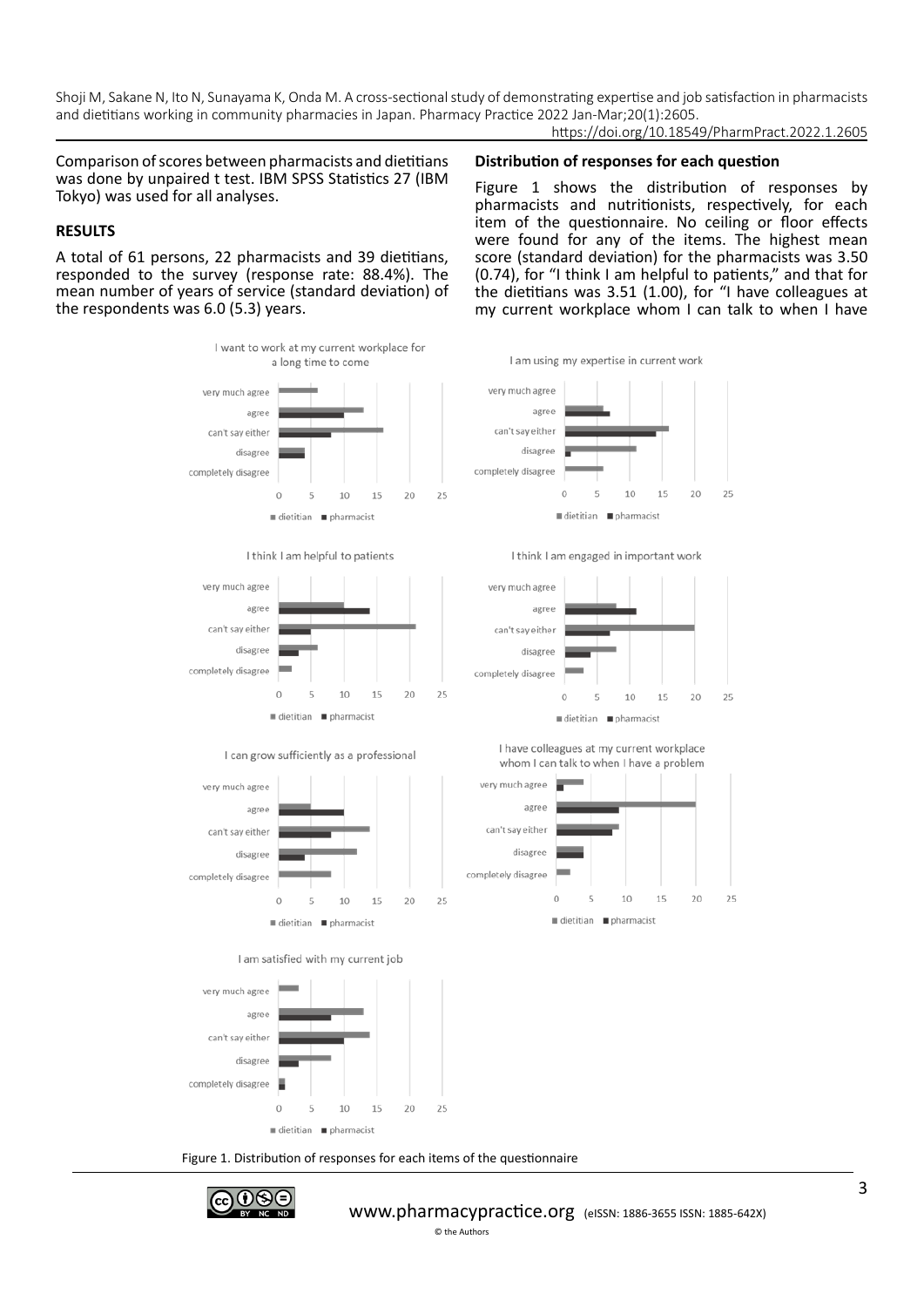Comparison of scores between pharmacists and dietitians was done by unpaired t test. IBM SPSS Statistics 27 (IBM Tokyo) was used for all analyses.

## RESULTS

A total of 61 persons, 22 pharmacists and 39 dietitians, responded to the survey (response rate: 88.4%). The mean number of years of service (standard deviation) of the respondents was 6.0 (5.3) years.

### Distribution of responses for each question

Figure 1 shows the distribution of responses by pharmacists and nutritionists, respectively, for each item of the questionnaire. No ceiling or floor effects were found for any of the items. The highest mean score (standard deviation) for the pharmacists was 3.50 (0.74), for "I think I am helpful to patients," and that for the dietitians was 3.51 (1.00), for "I have colleagues at my current workplace whom I can talk to when I have

Figure 1. Distribution of responses for each items of the questionnaire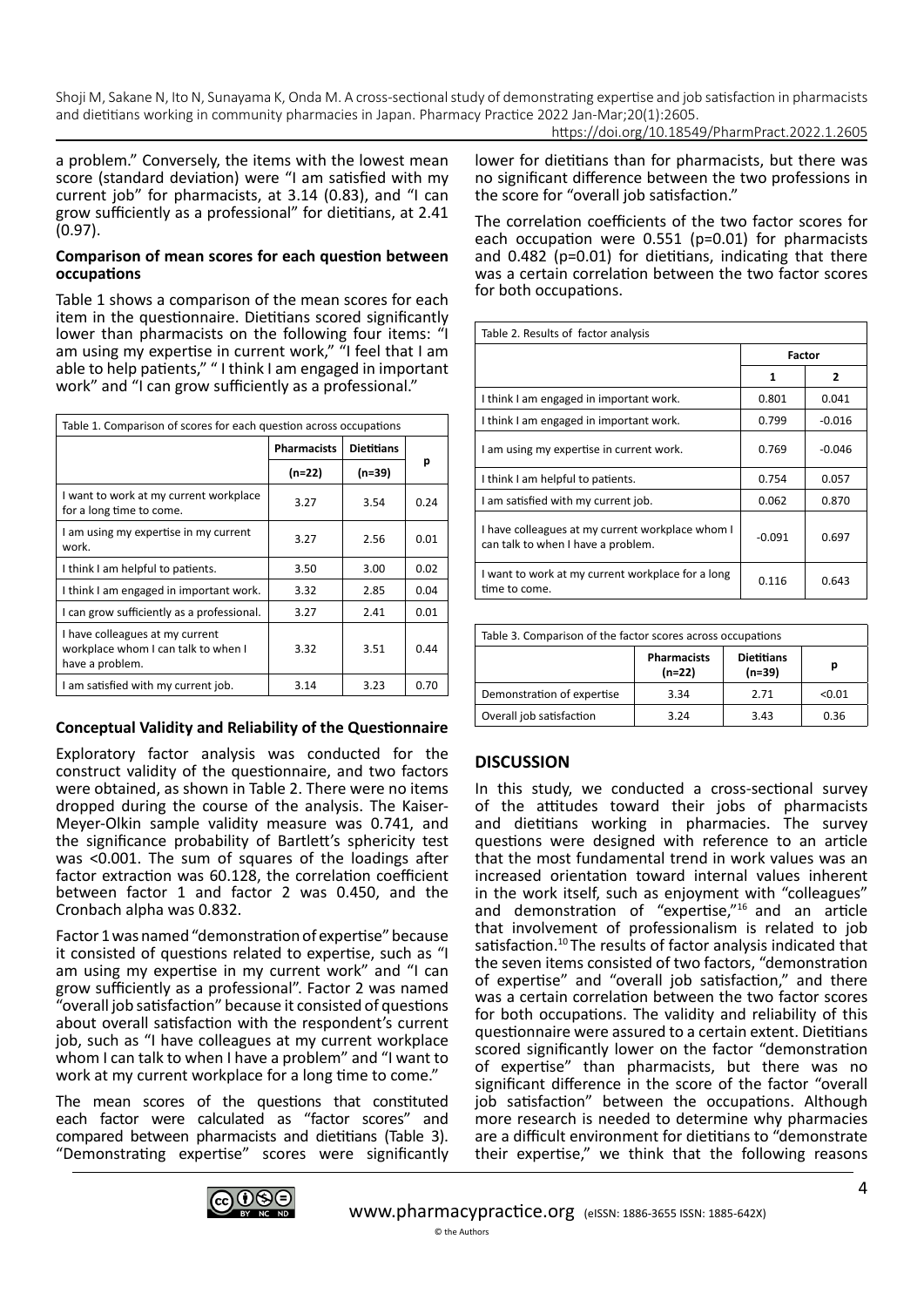a problem." Conversely, the items with the lowest mean score (standard deviation) were "I am satisfied with my current job" for pharmacists, at 3.14 (0.83), and "I can grow sufficiently as a professional" for dietitians, at 2.41 (0.97).

### Comparison of mean scores for each question between occupations

Table 1 shows a comparison of the mean scores for each item in the questionnaire. Dietitians scored significantly lower than pharmacists on the following four items: "I am using my expertise in current work," "I feel that I am able to help patients," " I think I am engaged in important work" and "I can grow sufficiently as a professional."

Table 1. Comparison of scores for each question across occupations

| | Pharmacists | Dietitians | p |
|---|---|---|---|
| | (n=22) | (n=39) | |
| I want to work at my current workplace for a long time to come. | 3.27 | 3.54 | 0.24 |
| I am using my expertise in my current work. | 3.27 | 2.56 | 0.01 |
| I think I am helpful to patients. | 3.50 | 3.00 | 0.02 |
| I think I am engaged in important work. | 3.32 | 2.85 | 0.04 |
| I can grow sufficiently as a professional. | 3.27 | 2.41 | 0.01 |
| I have colleagues at my current workplace whom I can talk to when I have a problem. | 3.32 | 3.51 | 0.44 |
| I am satisfied with my current job. | 3.14 | 3.23 | 0.70 |

### Conceptual Validity and Reliability of the Questionnaire

Exploratory factor analysis was conducted for the construct validity of the questionnaire, and two factors were obtained, as shown in Table 2. There were no items dropped during the course of the analysis. The Kaiser-Meyer-Olkin sample validity measure was 0.741, and the significance probability of Bartlett's sphericity test was <0.001. The sum of squares of the loadings after factor extraction was 60.128, the correlation coefficient between factor 1 and factor 2 was 0.450, and the Cronbach alpha was 0.832.

Factor 1 was named "demonstration of expertise" because it consisted of questions related to expertise, such as "I am using my expertise in my current work" and "I can grow sufficiently as a professional". Factor 2 was named "overall job satisfaction" because it consisted of questions about overall satisfaction with the respondent's current job, such as "I have colleagues at my current workplace whom I can talk to when I have a problem" and "I want to work at my current workplace for a long time to come."

The mean scores of the questions that constituted each factor were calculated as "factor scores" and compared between pharmacists and dietitians (Table 3). "Demonstrating expertise" scores were significantly lower for dietitians than for pharmacists, but there was no significant difference between the two professions in the score for "overall job satisfaction."

The correlation coefficients of the two factor scores for each occupation were 0.551 (p=0.01) for pharmacists and 0.482 (p=0.01) for dietitians, indicating that there was a certain correlation between the two factor scores for both occupations.

Table 2. Results of factor analysis

| | Factor | |
|---|---|---|
| | 1 | 2 |
| I think I am engaged in important work. | 0.801 | 0.041 |
| I think I am engaged in important work. | 0.799 | -0.016 |
| I am using my expertise in current work. | 0.769 | -0.046 |
| I think I am helpful to patients. | 0.754 | 0.057 |
| I am satisfied with my current job. | 0.062 | 0.870 |
| I have colleagues at my current workplace whom I can talk to when I have a problem. | -0.091 | 0.697 |
| I want to work at my current workplace for a long time to come. | 0.116 | 0.643 |

Table 3. Comparison of the factor scores across occupations

| | Pharmacists (n=22) | Dietitians (n=39) | p |
|---|---|---|---|
| Demonstration of expertise | 3.34 | 2.71 | <0.01 |
| Overall job satisfaction | 3.24 | 3.43 | 0.36 |

## DISCUSSION

In this study, we conducted a cross-sectional survey of the attitudes toward their jobs of pharmacists and dietitians working in pharmacies. The survey questions were designed with reference to an article that the most fundamental trend in work values was an increased orientation toward internal values inherent in the work itself, such as enjoyment with "colleagues" and demonstration of "expertise,"[16] and an article that involvement of professionalism is related to job satisfaction.[10] The results of factor analysis indicated that the seven items consisted of two factors, "demonstration of expertise" and "overall job satisfaction," and there was a certain correlation between the two factor scores for both occupations. The validity and reliability of this questionnaire were assured to a certain extent. Dietitians scored significantly lower on the factor "demonstration of expertise" than pharmacists, but there was no significant difference in the score of the factor "overall job satisfaction" between the occupations. Although more research is needed to determine why pharmacies are a difficult environment for dietitians to "demonstrate their expertise," we think that the following reasons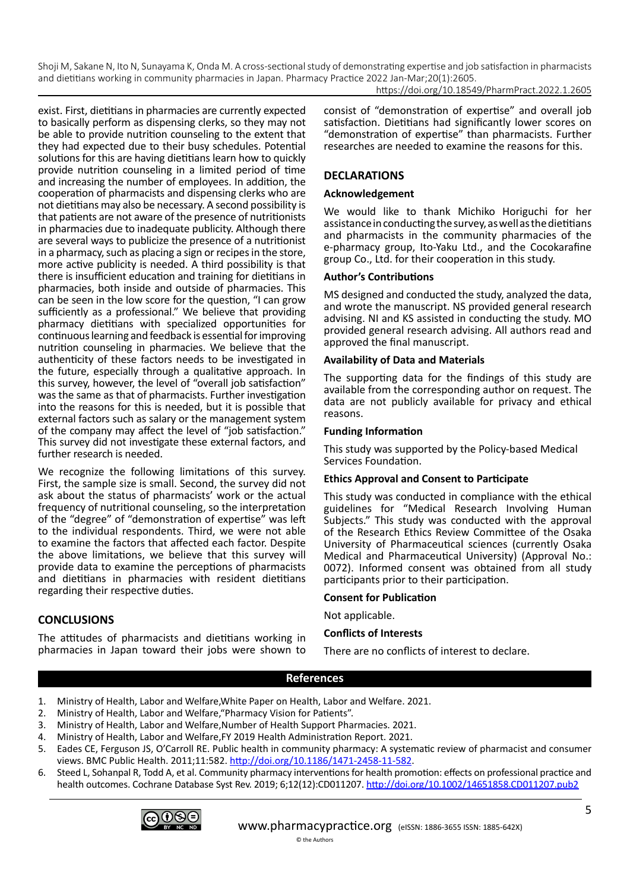exist. First, dietitians in pharmacies are currently expected to basically perform as dispensing clerks, so they may not be able to provide nutrition counseling to the extent that they had expected due to their busy schedules. Potential solutions for this are having dietitians learn how to quickly provide nutrition counseling in a limited period of time and increasing the number of employees. In addition, the cooperation of pharmacists and dispensing clerks who are not dietitians may also be necessary. A second possibility is that patients are not aware of the presence of nutritionists in pharmacies due to inadequate publicity. Although there are several ways to publicize the presence of a nutritionist in a pharmacy, such as placing a sign or recipes in the store, more active publicity is needed. A third possibility is that there is insufficient education and training for dietitians in pharmacies, both inside and outside of pharmacies. This can be seen in the low score for the question, "I can grow sufficiently as a professional." We believe that providing pharmacy dietitians with specialized opportunities for continuous learning and feedback is essential for improving nutrition counseling in pharmacies. We believe that the authenticity of these factors needs to be investigated in the future, especially through a qualitative approach. In this survey, however, the level of "overall job satisfaction" was the same as that of pharmacists. Further investigation into the reasons for this is needed, but it is possible that external factors such as salary or the management system of the company may affect the level of "job satisfaction." This survey did not investigate these external factors, and further research is needed.

We recognize the following limitations of this survey. First, the sample size is small. Second, the survey did not ask about the status of pharmacists' work or the actual frequency of nutritional counseling, so the interpretation of the "degree" of "demonstration of expertise" was left to the individual respondents. Third, we were not able to examine the factors that affected each factor. Despite the above limitations, we believe that this survey will provide data to examine the perceptions of pharmacists and dietitians in pharmacies with resident dietitians regarding their respective duties.

## CONCLUSIONS

The attitudes of pharmacists and dietitians working in pharmacies in Japan toward their jobs were shown to consist of "demonstration of expertise" and overall job satisfaction. Dietitians had significantly lower scores on "demonstration of expertise" than pharmacists. Further researches are needed to examine the reasons for this.

## DECLARATIONS

### Acknowledgement

We would like to thank Michiko Horiguchi for her assistance in conducting the survey, as well as the dietitians and pharmacists in the community pharmacies of the e-pharmacy group, Ito-Yaku Ltd., and the Cocokarafine group Co., Ltd. for their cooperation in this study.

### Author's Contributions

MS designed and conducted the study, analyzed the data, and wrote the manuscript. NS provided general research advising. NI and KS assisted in conducting the study. MO provided general research advising. All authors read and approved the final manuscript.

### Availability of Data and Materials

The supporting data for the findings of this study are available from the corresponding author on request. The data are not publicly available for privacy and ethical reasons.

### Funding Information

This study was supported by the Policy-based Medical Services Foundation.

### Ethics Approval and Consent to Participate

This study was conducted in compliance with the ethical guidelines for "Medical Research Involving Human Subjects." This study was conducted with the approval of the Research Ethics Review Committee of the Osaka University of Pharmaceutical sciences (currently Osaka Medical and Pharmaceutical University) (Approval No.: 0072). Informed consent was obtained from all study participants prior to their participation.

### Consent for Publication

Not applicable.

### Conflicts of Interests

There are no conflicts of interest to declare.

## References

1. Ministry of Health, Labor and Welfare,White Paper on Health, Labor and Welfare. 2021.
2. Ministry of Health, Labor and Welfare,"Pharmacy Vision for Patients".
3. Ministry of Health, Labor and Welfare,Number of Health Support Pharmacies. 2021.
4. Ministry of Health, Labor and Welfare,FY 2019 Health Administration Report. 2021.
5. Eades CE, Ferguson JS, O'Carroll RE. Public health in community pharmacy: A systematic review of pharmacist and consumer views. BMC Public Health. 2011;11:582. http://doi.org/10.1186/1471-2458-11-582.
6. Steed L, Sohanpal R, Todd A, et al. Community pharmacy interventions for health promotion: effects on professional practice and health outcomes. Cochrane Database Syst Rev. 2019; 6;12(12):CD011207. http://doi.org/10.1002/14651858.CD011207.pub2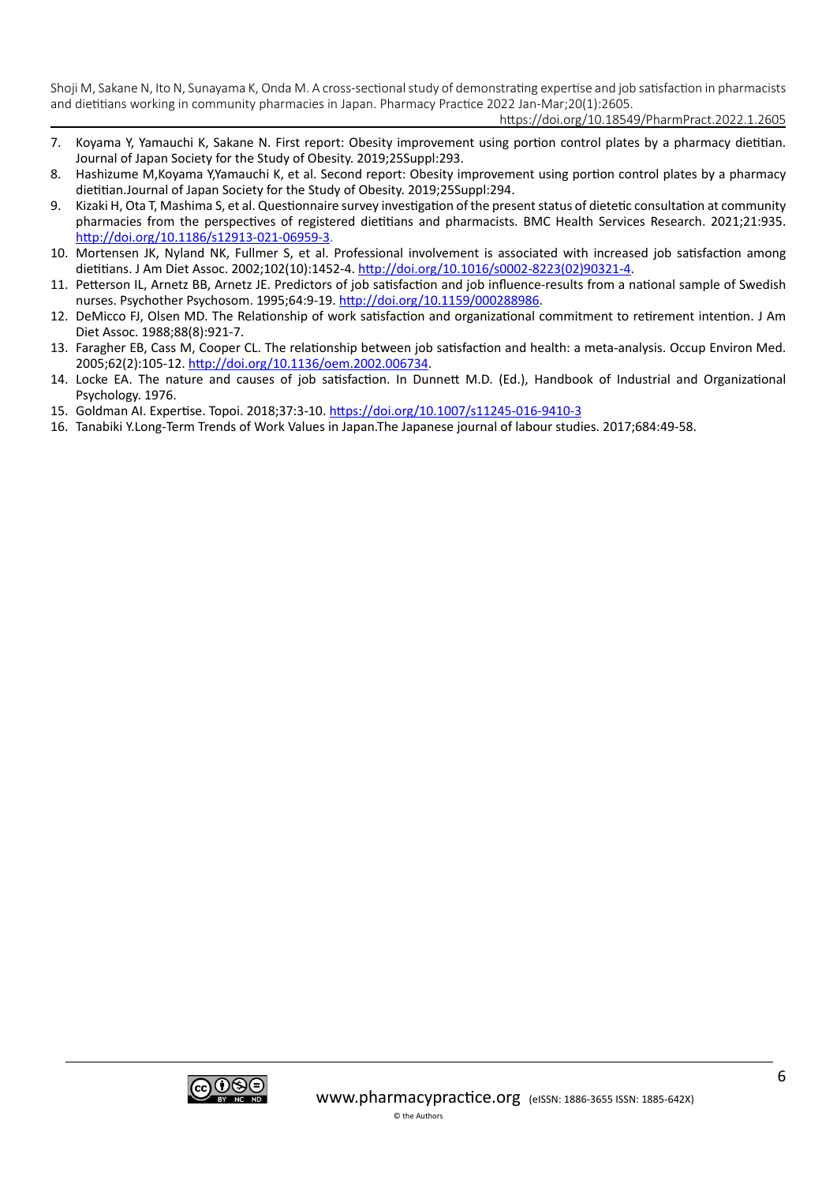7. Koyama Y, Yamauchi K, Sakane N. First report: Obesity improvement using portion control plates by a pharmacy dietitian. Journal of Japan Society for the Study of Obesity. 2019;25Suppl:293.
8. Hashizume M,Koyama Y,Yamauchi K, et al. Second report: Obesity improvement using portion control plates by a pharmacy dietitian.Journal of Japan Society for the Study of Obesity. 2019;25Suppl:294.
9. Kizaki H, Ota T, Mashima S, et al. Questionnaire survey investigation of the present status of dietetic consultation at community pharmacies from the perspectives of registered dietitians and pharmacists. BMC Health Services Research. 2021;21:935. http://doi.org/10.1186/s12913-021-06959-3.
10. Mortensen JK, Nyland NK, Fullmer S, et al. Professional involvement is associated with increased job satisfaction among dietitians. J Am Diet Assoc. 2002;102(10):1452-4. http://doi.org/10.1016/s0002-8223(02)90321-4.
11. Petterson IL, Arnetz BB, Arnetz JE. Predictors of job satisfaction and job influence-results from a national sample of Swedish nurses. Psychother Psychosom. 1995;64:9-19. http://doi.org/10.1159/000288986.
12. DeMicco FJ, Olsen MD. The Relationship of work satisfaction and organizational commitment to retirement intention. J Am Diet Assoc. 1988;88(8):921-7.
13. Faragher EB, Cass M, Cooper CL. The relationship between job satisfaction and health: a meta-analysis. Occup Environ Med. 2005;62(2):105-12. http://doi.org/10.1136/oem.2002.006734.
14. Locke EA. The nature and causes of job satisfaction. In Dunnett M.D. (Ed.), Handbook of Industrial and Organizational Psychology. 1976.
15. Goldman AI. Expertise. Topoi. 2018;37:3-10. https://doi.org/10.1007/s11245-016-9410-3
16. Tanabiki Y.Long-Term Trends of Work Values in Japan.The Japanese journal of labour studies. 2017;684:49-58.